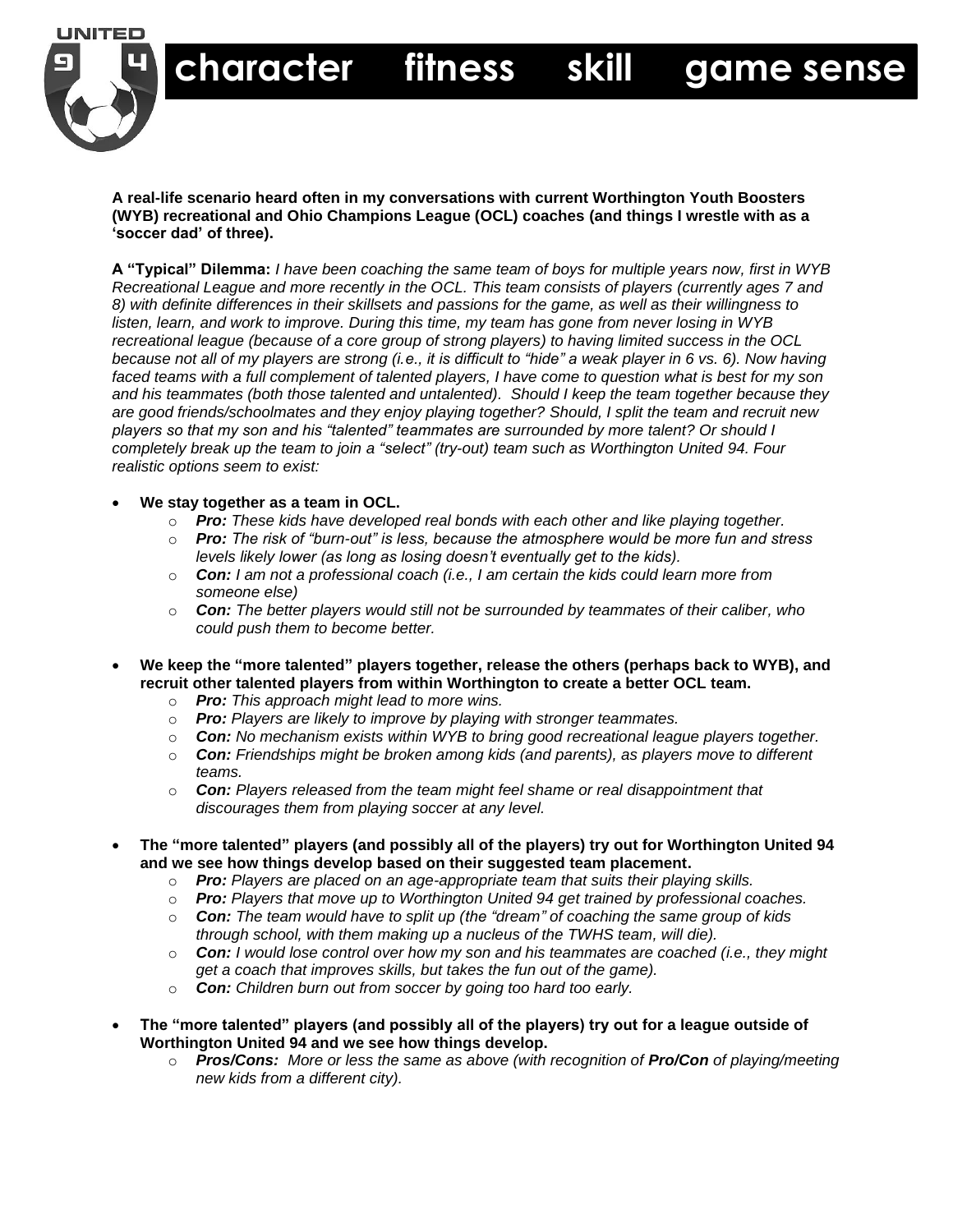# character fitness skill game sense

**A real-life scenario heard often in my conversations with current Worthington Youth Boosters (WYB) recreational and Ohio Champions League (OCL) coaches (and things I wrestle with as a 'soccer dad' of three).**

**A "Typical" Dilemma:** *I have been coaching the same team of boys for multiple years now, first in WYB Recreational League and more recently in the OCL. This team consists of players (currently ages 7 and 8) with definite differences in their skillsets and passions for the game, as well as their willingness to listen, learn, and work to improve. During this time, my team has gone from never losing in WYB recreational league (because of a core group of strong players) to having limited success in the OCL because not all of my players are strong (i.e., it is difficult to "hide" a weak player in 6 vs. 6). Now having faced teams with a full complement of talented players, I have come to question what is best for my son and his teammates (both those talented and untalented). Should I keep the team together because they are good friends/schoolmates and they enjoy playing together? Should, I split the team and recruit new players so that my son and his "talented" teammates are surrounded by more talent? Or should I completely break up the team to join a "select" (try-out) team such as Worthington United 94. Four realistic options seem to exist:*

- **We stay together as a team in OCL.**
  - ***Pro:*** *These kids have developed real bonds with each other and like playing together.*
  - ***Pro:*** *The risk of "burn-out" is less, because the atmosphere would be more fun and stress levels likely lower (as long as losing doesn't eventually get to the kids).*
  - ***Con:*** *I am not a professional coach (i.e., I am certain the kids could learn more from someone else)*
  - ***Con:*** *The better players would still not be surrounded by teammates of their caliber, who could push them to become better.*

- **We keep the "more talented" players together, release the others (perhaps back to WYB), and recruit other talented players from within Worthington to create a better OCL team.**
  - ***Pro:*** *This approach might lead to more wins.*
  - ***Pro:*** *Players are likely to improve by playing with stronger teammates.*
  - ***Con:*** *No mechanism exists within WYB to bring good recreational league players together.*
  - ***Con:*** *Friendships might be broken among kids (and parents), as players move to different teams.*
  - ***Con:*** *Players released from the team might feel shame or real disappointment that discourages them from playing soccer at any level.*

- **The "more talented" players (and possibly all of the players) try out for Worthington United 94 and we see how things develop based on their suggested team placement.**
  - ***Pro:*** *Players are placed on an age-appropriate team that suits their playing skills.*
  - ***Pro:*** *Players that move up to Worthington United 94 get trained by professional coaches.*
  - ***Con:*** *The team would have to split up (the "dream" of coaching the same group of kids through school, with them making up a nucleus of the TWHS team, will die).*
  - ***Con:*** *I would lose control over how my son and his teammates are coached (i.e., they might get a coach that improves skills, but takes the fun out of the game).*
  - ***Con:*** *Children burn out from soccer by going too hard too early.*

- **The "more talented" players (and possibly all of the players) try out for a league outside of Worthington United 94 and we see how things develop.**
  - ***Pros/Cons:*** *More or less the same as above (with recognition of **Pro/Con** of playing/meeting new kids from a different city).*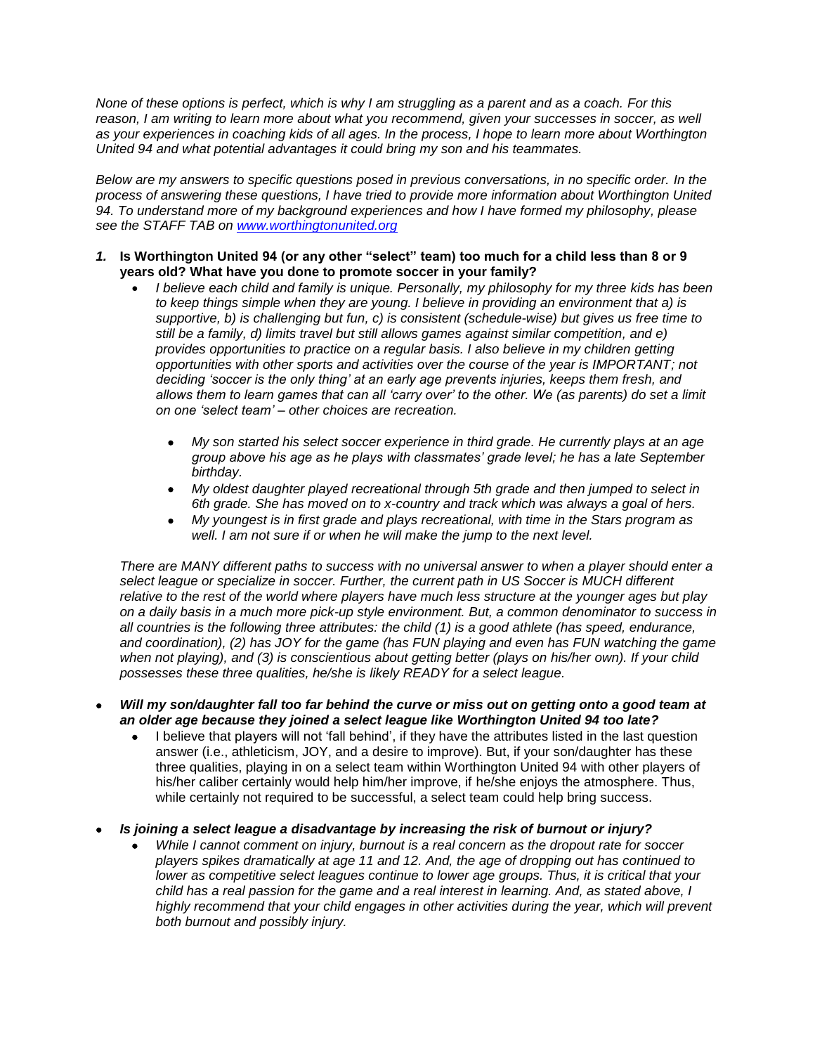*None of these options is perfect, which is why I am struggling as a parent and as a coach. For this reason, I am writing to learn more about what you recommend, given your successes in soccer, as well as your experiences in coaching kids of all ages. In the process, I hope to learn more about Worthington United 94 and what potential advantages it could bring my son and his teammates.*

*Below are my answers to specific questions posed in previous conversations, in no specific order. In the process of answering these questions, I have tried to provide more information about Worthington United 94. To understand more of my background experiences and how I have formed my philosophy, please see the STAFF TAB on [www.worthingtonunited.org](www.worthingtonunited.org)*

1. **Is Worthington United 94 (or any other "select" team) too much for a child less than 8 or 9 years old? What have you done to promote soccer in your family?**
   - *I believe each child and family is unique. Personally, my philosophy for my three kids has been to keep things simple when they are young. I believe in providing an environment that a) is supportive, b) is challenging but fun, c) is consistent (schedule-wise) but gives us free time to still be a family, d) limits travel but still allows games against similar competition, and e) provides opportunities to practice on a regular basis. I also believe in my children getting opportunities with other sports and activities over the course of the year is IMPORTANT; not deciding 'soccer is the only thing' at an early age prevents injuries, keeps them fresh, and allows them to learn games that can all 'carry over' to the other. We (as parents) do set a limit on one 'select team' – other choices are recreation.*
     - *My son started his select soccer experience in third grade. He currently plays at an age group above his age as he plays with classmates' grade level; he has a late September birthday.*
     - *My oldest daughter played recreational through 5th grade and then jumped to select in 6th grade. She has moved on to x-country and track which was always a goal of hers.*
     - *My youngest is in first grade and plays recreational, with time in the Stars program as well. I am not sure if or when he will make the jump to the next level.*

   *There are MANY different paths to success with no universal answer to when a player should enter a select league or specialize in soccer. Further, the current path in US Soccer is MUCH different relative to the rest of the world where players have much less structure at the younger ages but play on a daily basis in a much more pick-up style environment. But, a common denominator to success in all countries is the following three attributes: the child (1) is a good athlete (has speed, endurance, and coordination), (2) has JOY for the game (has FUN playing and even has FUN watching the game when not playing), and (3) is conscientious about getting better (plays on his/her own). If your child possesses these three qualities, he/she is likely READY for a select league.*

- ***Will my son/daughter fall too far behind the curve or miss out on getting onto a good team at an older age because they joined a select league like Worthington United 94 too late?***
  - I believe that players will not 'fall behind', if they have the attributes listed in the last question answer (i.e., athleticism, JOY, and a desire to improve). But, if your son/daughter has these three qualities, playing in on a select team within Worthington United 94 with other players of his/her caliber certainly would help him/her improve, if he/she enjoys the atmosphere. Thus, while certainly not required to be successful, a select team could help bring success.

- ***Is joining a select league a disadvantage by increasing the risk of burnout or injury?***
  - *While I cannot comment on injury, burnout is a real concern as the dropout rate for soccer players spikes dramatically at age 11 and 12. And, the age of dropping out has continued to lower as competitive select leagues continue to lower age groups. Thus, it is critical that your child has a real passion for the game and a real interest in learning. And, as stated above, I highly recommend that your child engages in other activities during the year, which will prevent both burnout and possibly injury.*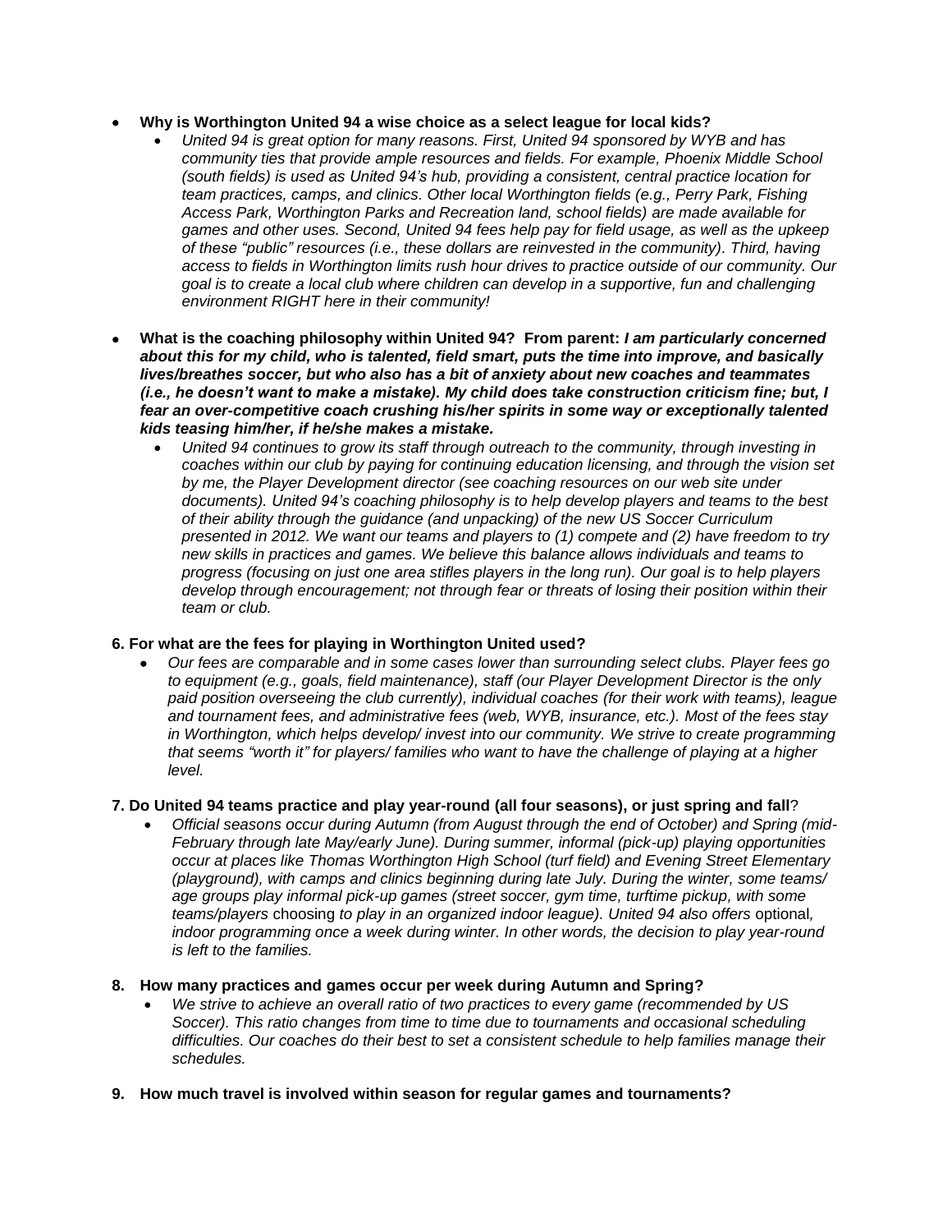- **Why is Worthington United 94 a wise choice as a select league for local kids?**
  - *United 94 is great option for many reasons. First, United 94 sponsored by WYB and has community ties that provide ample resources and fields. For example, Phoenix Middle School (south fields) is used as United 94's hub, providing a consistent, central practice location for team practices, camps, and clinics. Other local Worthington fields (e.g., Perry Park, Fishing Access Park, Worthington Parks and Recreation land, school fields) are made available for games and other uses. Second, United 94 fees help pay for field usage, as well as the upkeep of these "public" resources (i.e., these dollars are reinvested in the community). Third, having access to fields in Worthington limits rush hour drives to practice outside of our community. Our goal is to create a local club where children can develop in a supportive, fun and challenging environment RIGHT here in their community!*

- **What is the coaching philosophy within United 94? From parent: *I am particularly concerned about this for my child, who is talented, field smart, puts the time into improve, and basically lives/breathes soccer, but who also has a bit of anxiety about new coaches and teammates (i.e., he doesn't want to make a mistake). My child does take construction criticism fine; but, I fear an over-competitive coach crushing his/her spirits in some way or exceptionally talented kids teasing him/her, if he/she makes a mistake.***
  - *United 94 continues to grow its staff through outreach to the community, through investing in coaches within our club by paying for continuing education licensing, and through the vision set by me, the Player Development director (see coaching resources on our web site under documents). United 94's coaching philosophy is to help develop players and teams to the best of their ability through the guidance (and unpacking) of the new US Soccer Curriculum presented in 2012. We want our teams and players to (1) compete and (2) have freedom to try new skills in practices and games. We believe this balance allows individuals and teams to progress (focusing on just one area stifles players in the long run). Our goal is to help players develop through encouragement; not through fear or threats of losing their position within their team or club.*

**6. For what are the fees for playing in Worthington United used?**

- *Our fees are comparable and in some cases lower than surrounding select clubs. Player fees go to equipment (e.g., goals, field maintenance), staff (our Player Development Director is the only paid position overseeing the club currently), individual coaches (for their work with teams), league and tournament fees, and administrative fees (web, WYB, insurance, etc.). Most of the fees stay in Worthington, which helps develop/ invest into our community. We strive to create programming that seems "worth it" for players/ families who want to have the challenge of playing at a higher level.*

**7. Do United 94 teams practice and play year-round (all four seasons), or just spring and fall**?

- *Official seasons occur during Autumn (from August through the end of October) and Spring (mid-February through late May/early June). During summer, informal (pick-up) playing opportunities occur at places like Thomas Worthington High School (turf field) and Evening Street Elementary (playground), with camps and clinics beginning during late July. During the winter, some teams/ age groups play informal pick-up games (street soccer, gym time, turftime pickup, with some teams/players* choosing *to play in an organized indoor league). United 94 also offers* optional*, indoor programming once a week during winter. In other words, the decision to play year-round is left to the families.*

**8. How many practices and games occur per week during Autumn and Spring?**

- *We strive to achieve an overall ratio of two practices to every game (recommended by US Soccer). This ratio changes from time to time due to tournaments and occasional scheduling difficulties. Our coaches do their best to set a consistent schedule to help families manage their schedules.*

**9. How much travel is involved within season for regular games and tournaments?**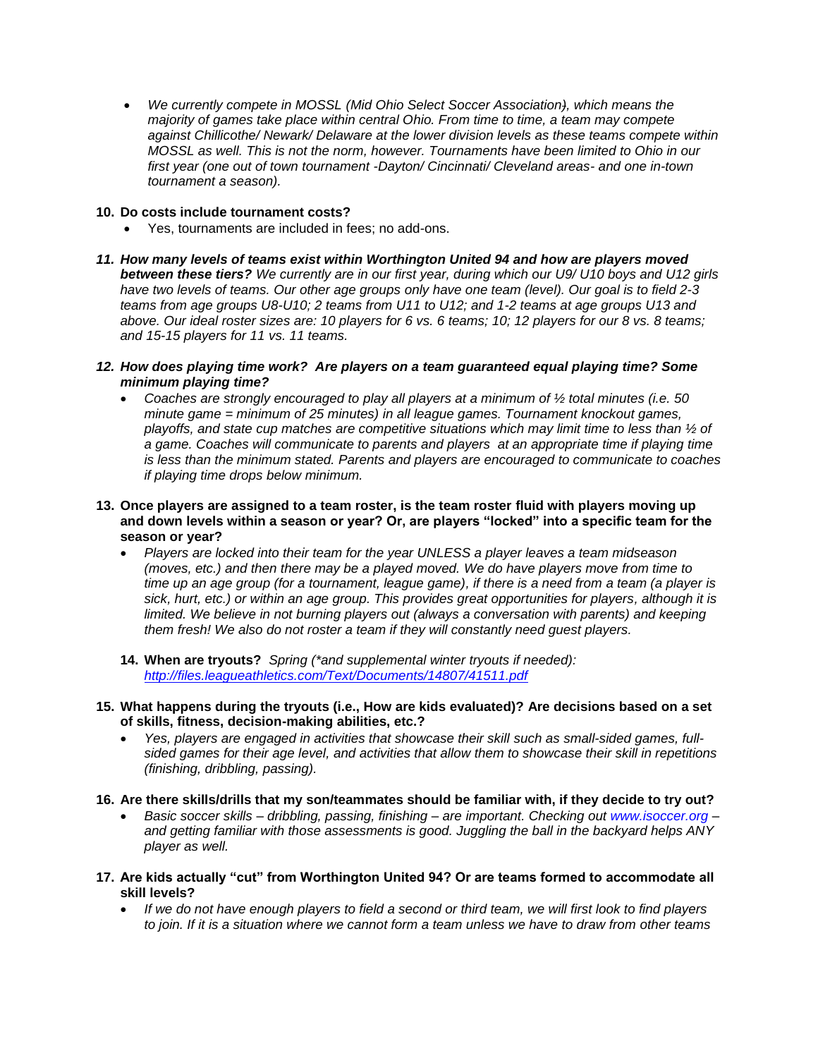- *We currently compete in MOSSL (Mid Ohio Select Soccer Association), which means the majority of games take place within central Ohio. From time to time, a team may compete against Chillicothe/ Newark/ Delaware at the lower division levels as these teams compete within MOSSL as well. This is not the norm, however. Tournaments have been limited to Ohio in our first year (one out of town tournament -Dayton/ Cincinnati/ Cleveland areas- and one in-town tournament a season).*

**10. Do costs include tournament costs?**

- Yes, tournaments are included in fees; no add-ons.

***11. How many levels of teams exist within Worthington United 94 and how are players moved between these tiers?*** *We currently are in our first year, during which our U9/ U10 boys and U12 girls have two levels of teams. Our other age groups only have one team (level). Our goal is to field 2-3 teams from age groups U8-U10; 2 teams from U11 to U12; and 1-2 teams at age groups U13 and above. Our ideal roster sizes are: 10 players for 6 vs. 6 teams; 10; 12 players for our 8 vs. 8 teams; and 15-15 players for 11 vs. 11 teams.*

***12. How does playing time work? Are players on a team guaranteed equal playing time? Some minimum playing time?***

- *Coaches are strongly encouraged to play all players at a minimum of ½ total minutes (i.e. 50 minute game = minimum of 25 minutes) in all league games. Tournament knockout games, playoffs, and state cup matches are competitive situations which may limit time to less than ½ of a game. Coaches will communicate to parents and players at an appropriate time if playing time is less than the minimum stated. Parents and players are encouraged to communicate to coaches if playing time drops below minimum.*

**13. Once players are assigned to a team roster, is the team roster fluid with players moving up and down levels within a season or year? Or, are players "locked" into a specific team for the season or year?**

- *Players are locked into their team for the year UNLESS a player leaves a team midseason (moves, etc.) and then there may be a played moved. We do have players move from time to time up an age group (for a tournament, league game), if there is a need from a team (a player is sick, hurt, etc.) or within an age group. This provides great opportunities for players, although it is limited. We believe in not burning players out (always a conversation with parents) and keeping them fresh! We also do not roster a team if they will constantly need guest players.*

**14. When are tryouts?** *Spring (\*and supplemental winter tryouts if needed): http://files.leagueathletics.com/Text/Documents/14807/41511.pdf*

**15. What happens during the tryouts (i.e., How are kids evaluated)? Are decisions based on a set of skills, fitness, decision-making abilities, etc.?**

- *Yes, players are engaged in activities that showcase their skill such as small-sided games, full-sided games for their age level, and activities that allow them to showcase their skill in repetitions (finishing, dribbling, passing).*

**16. Are there skills/drills that my son/teammates should be familiar with, if they decide to try out?**

- *Basic soccer skills – dribbling, passing, finishing – are important. Checking out www.isoccer.org – and getting familiar with those assessments is good. Juggling the ball in the backyard helps ANY player as well.*

**17. Are kids actually "cut" from Worthington United 94? Or are teams formed to accommodate all skill levels?**

- *If we do not have enough players to field a second or third team, we will first look to find players to join. If it is a situation where we cannot form a team unless we have to draw from other teams*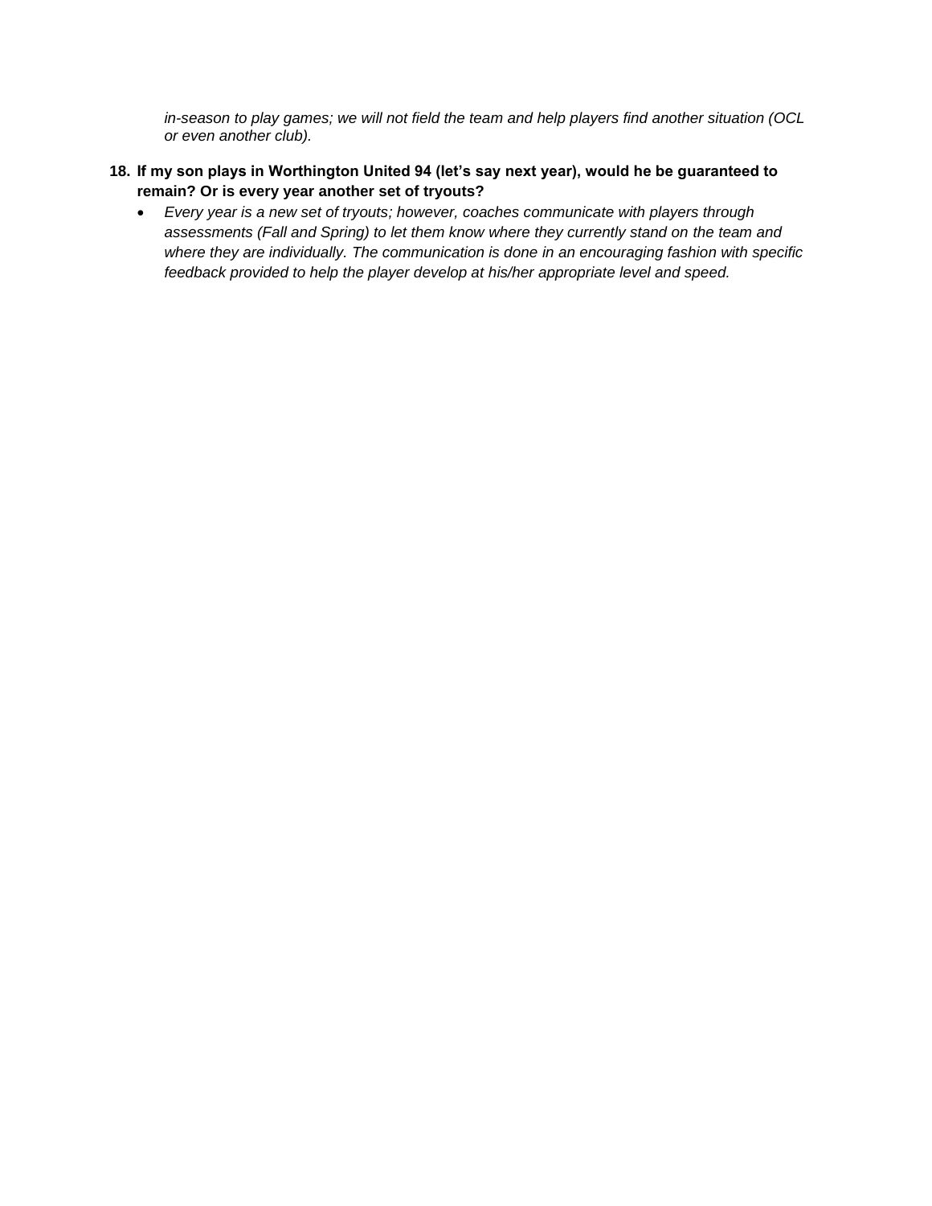*in-season to play games; we will not field the team and help players find another situation (OCL or even another club).*

18. **If my son plays in Worthington United 94 (let's say next year), would he be guaranteed to remain? Or is every year another set of tryouts?**
    - *Every year is a new set of tryouts; however, coaches communicate with players through assessments (Fall and Spring) to let them know where they currently stand on the team and where they are individually. The communication is done in an encouraging fashion with specific feedback provided to help the player develop at his/her appropriate level and speed.*